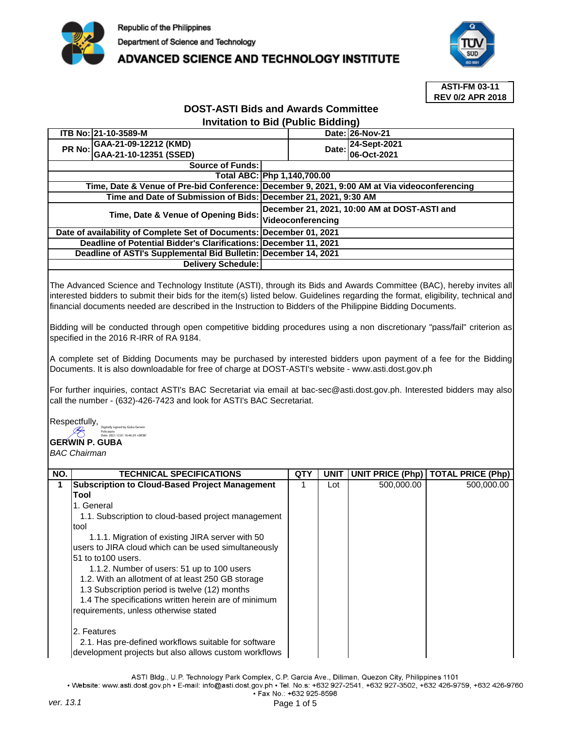Republic of the Philippines
Department of Science and Technology
**ADVANCED SCIENCE AND TECHNOLOGY INSTITUTE**

**ASTI-FM 03-11**
**REV 0/2 APR 2018**

## DOST-ASTI Bids and Awards Committee
### Invitation to Bid (Public Bidding)

| | | | |
|---|---|---|---|
| **ITB No:** | **21-10-3589-M** | **Date:** | **26-Nov-21** |
| **PR No:** | **GAA-21-09-12212 (KMD)**<br>**GAA-21-10-12351 (SSED)** | **Date:** | **24-Sept-2021**<br>**06-Oct-2021** |

| | |
|---|---|
| **Source of Funds:** | |
| **Total ABC:** | **Php 1,140,700.00** |
| **Time, Date & Venue of Pre-bid Conference:** | **December 9, 2021, 9:00 AM at Via videoconferencing** |
| **Time and Date of Submission of Bids:** | **December 21, 2021, 9:30 AM** |
| **Time, Date & Venue of Opening Bids:** | **December 21, 2021, 10:00 AM at DOST-ASTI and Videoconferencing** |
| **Date of availability of Complete Set of Documents:** | **December 01, 2021** |
| **Deadline of Potential Bidder's Clarifications:** | **December 11, 2021** |
| **Deadline of ASTI's Supplemental Bid Bulletin:** | **December 14, 2021** |
| **Delivery Schedule:** | |

The Advanced Science and Technology Institute (ASTI), through its Bids and Awards Committee (BAC), hereby invites all interested bidders to submit their bids for the item(s) listed below. Guidelines regarding the format, eligibility, technical and financial documents needed are described in the Instruction to Bidders of the Philippine Bidding Documents.

Bidding will be conducted through open competitive bidding procedures using a non discretionary "pass/fail" criterion as specified in the 2016 R-IRR of RA 9184.

A complete set of Bidding Documents may be purchased by interested bidders upon payment of a fee for the Bidding Documents. It is also downloadable for free of charge at DOST-ASTI's website - www.asti.dost.gov.ph

For further inquiries, contact ASTI's BAC Secretariat via email at bac-sec@asti.dost.gov.ph. Interested bidders may also call the number - (632)-426-7423 and look for ASTI's BAC Secretariat.

Respectfully,

Digitally signed by Guba Gerwin Policarpio
Date: 2021.12.01 16:46:29 +08'00'

**GERWIN P. GUBA**
*BAC Chairman*

| NO. | TECHNICAL SPECIFICATIONS | QTY | UNIT | UNIT PRICE (Php) | TOTAL PRICE (Php) |
|---|---|---|---|---|---|
| 1 | **Subscription to Cloud-Based Project Management Tool**<br>1. General<br>1.1. Subscription to cloud-based project management tool<br>1.1.1. Migration of existing JIRA server with 50 users to JIRA cloud which can be used simultaneously 51 to to100 users.<br>1.1.2. Number of users: 51 up to 100 users<br>1.2. With an allotment of at least 250 GB storage<br>1.3 Subscription period is twelve (12) months<br>1.4 The specifications written herein are of minimum requirements, unless otherwise stated<br><br>2. Features<br>2.1. Has pre-defined workflows suitable for software development projects but also allows custom workflows | 1 | Lot | 500,000.00 | 500,000.00 |

ASTI Bldg., U.P. Technology Park Complex, C.P. Garcia Ave., Diliman, Quezon City, Philippines 1101
• Website: www.asti.dost.gov.ph • E-mail: info@asti.dost.gov.ph • Tel. No.s: +632 927-2541, +632 927-3502, +632 426-9759, +632 426-9760 • Fax No.: +632 925-8598

ver. 13.1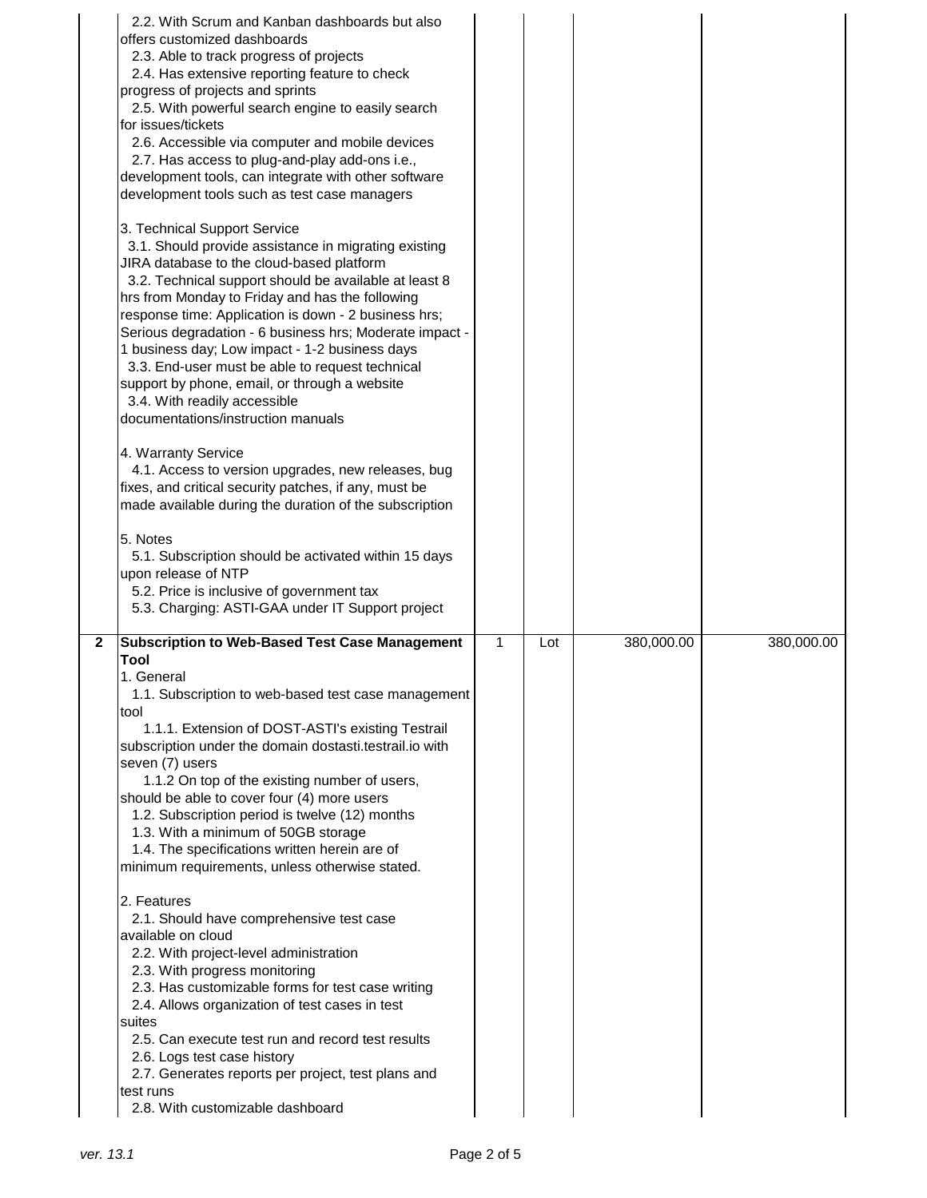| | | | | | |
|---|---|---|---|---|---|
| | 2.2. With Scrum and Kanban dashboards but also offers customized dashboards<br>2.3. Able to track progress of projects<br>2.4. Has extensive reporting feature to check progress of projects and sprints<br>2.5. With powerful search engine to easily search for issues/tickets<br>2.6. Accessible via computer and mobile devices<br>2.7. Has access to plug-and-play add-ons i.e., development tools, can integrate with other software development tools such as test case managers<br><br>3. Technical Support Service<br>3.1. Should provide assistance in migrating existing JIRA database to the cloud-based platform<br>3.2. Technical support should be available at least 8 hrs from Monday to Friday and has the following response time: Application is down - 2 business hrs; Serious degradation - 6 business hrs; Moderate impact - 1 business day; Low impact - 1-2 business days<br>3.3. End-user must be able to request technical support by phone, email, or through a website<br>3.4. With readily accessible documentations/instruction manuals<br><br>4. Warranty Service<br>4.1. Access to version upgrades, new releases, bug fixes, and critical security patches, if any, must be made available during the duration of the subscription<br><br>5. Notes<br>5.1. Subscription should be activated within 15 days upon release of NTP<br>5.2. Price is inclusive of government tax<br>5.3. Charging: ASTI-GAA under IT Support project | | | | |
| **2** | **Subscription to Web-Based Test Case Management Tool**<br>1. General<br>1.1. Subscription to web-based test case management tool<br>1.1.1. Extension of DOST-ASTI's existing Testrail subscription under the domain dostasti.testrail.io with seven (7) users<br>1.1.2 On top of the existing number of users, should be able to cover four (4) more users<br>1.2. Subscription period is twelve (12) months<br>1.3. With a minimum of 50GB storage<br>1.4. The specifications written herein are of minimum requirements, unless otherwise stated.<br><br>2. Features<br>2.1. Should have comprehensive test case available on cloud<br>2.2. With project-level administration<br>2.3. With progress monitoring<br>2.3. Has customizable forms for test case writing<br>2.4. Allows organization of test cases in test suites<br>2.5. Can execute test run and record test results<br>2.6. Logs test case history<br>2.7. Generates reports per project, test plans and test runs<br>2.8. With customizable dashboard | 1 | Lot | 380,000.00 | 380,000.00 |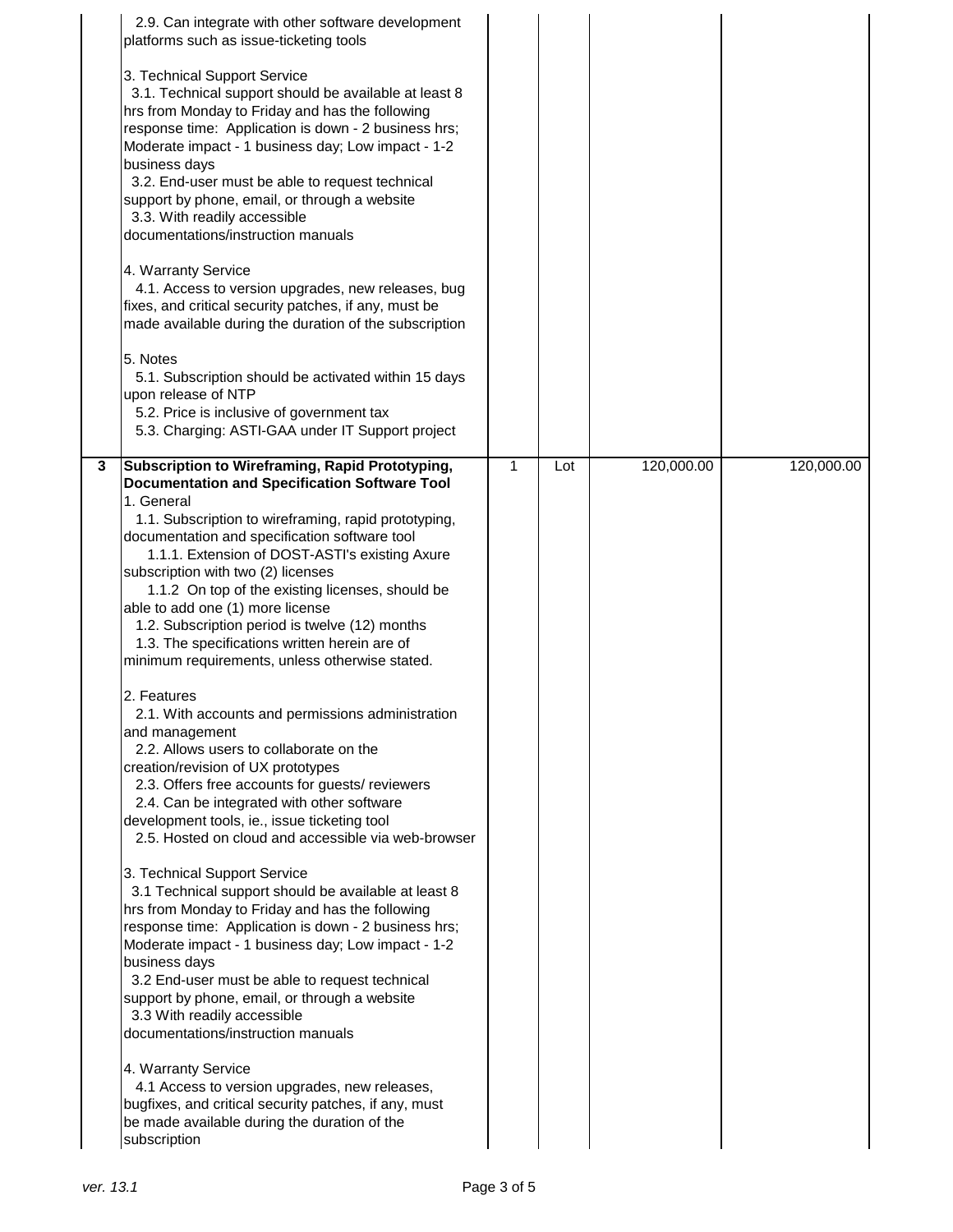| | | | | | |
|---|---|---|---|---|---|
| | 2.9. Can integrate with other software development platforms such as issue-ticketing tools<br><br>3. Technical Support Service<br>3.1. Technical support should be available at least 8 hrs from Monday to Friday and has the following response time: Application is down - 2 business hrs; Moderate impact - 1 business day; Low impact - 1-2 business days<br>3.2. End-user must be able to request technical support by phone, email, or through a website<br>3.3. With readily accessible documentations/instruction manuals<br><br>4. Warranty Service<br>4.1. Access to version upgrades, new releases, bug fixes, and critical security patches, if any, must be made available during the duration of the subscription<br><br>5. Notes<br>5.1. Subscription should be activated within 15 days upon release of NTP<br>5.2. Price is inclusive of government tax<br>5.3. Charging: ASTI-GAA under IT Support project | | | | |
| 3 | **Subscription to Wireframing, Rapid Prototyping, Documentation and Specification Software Tool**<br>1. General<br>1.1. Subscription to wireframing, rapid prototyping, documentation and specification software tool<br>1.1.1. Extension of DOST-ASTI's existing Axure subscription with two (2) licenses<br>1.1.2 On top of the existing licenses, should be able to add one (1) more license<br>1.2. Subscription period is twelve (12) months<br>1.3. The specifications written herein are of minimum requirements, unless otherwise stated.<br><br>2. Features<br>2.1. With accounts and permissions administration and management<br>2.2. Allows users to collaborate on the creation/revision of UX prototypes<br>2.3. Offers free accounts for guests/ reviewers<br>2.4. Can be integrated with other software development tools, ie., issue ticketing tool<br>2.5. Hosted on cloud and accessible via web-browser<br><br>3. Technical Support Service<br>3.1 Technical support should be available at least 8 hrs from Monday to Friday and has the following response time: Application is down - 2 business hrs; Moderate impact - 1 business day; Low impact - 1-2 business days<br>3.2 End-user must be able to request technical support by phone, email, or through a website<br>3.3 With readily accessible documentations/instruction manuals<br><br>4. Warranty Service<br>4.1 Access to version upgrades, new releases, bugfixes, and critical security patches, if any, must be made available during the duration of the subscription | 1 | Lot | 120,000.00 | 120,000.00 |

ver. 13.1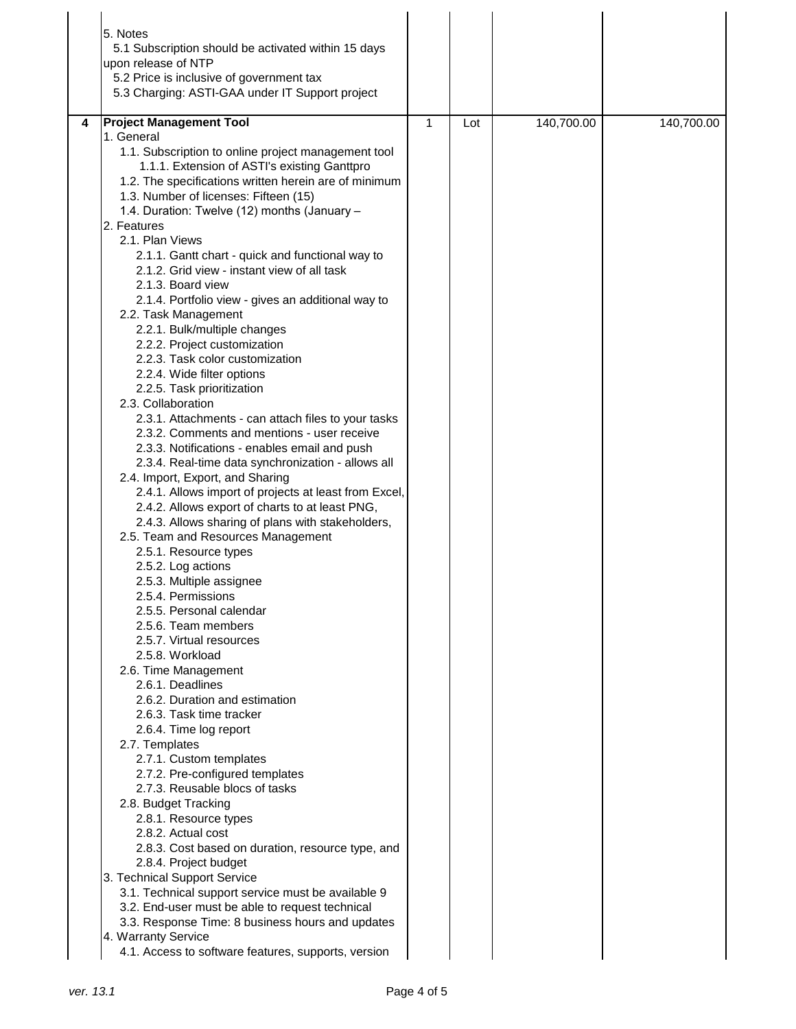| | | | | | |
|---|---|---|---|---|---|
| | 5. Notes<br>5.1 Subscription should be activated within 15 days upon release of NTP<br>5.2 Price is inclusive of government tax<br>5.3 Charging: ASTI-GAA under IT Support project | | | | |
| **4** | **Project Management Tool**<br>1. General<br>1.1. Subscription to online project management tool<br>1.1.1. Extension of ASTI's existing Ganttpro<br>1.2. The specifications written herein are of minimum<br>1.3. Number of licenses: Fifteen (15)<br>1.4. Duration: Twelve (12) months (January –<br>2. Features<br>2.1. Plan Views<br>2.1.1. Gantt chart - quick and functional way to<br>2.1.2. Grid view - instant view of all task<br>2.1.3. Board view<br>2.1.4. Portfolio view - gives an additional way to<br>2.2. Task Management<br>2.2.1. Bulk/multiple changes<br>2.2.2. Project customization<br>2.2.3. Task color customization<br>2.2.4. Wide filter options<br>2.2.5. Task prioritization<br>2.3. Collaboration<br>2.3.1. Attachments - can attach files to your tasks<br>2.3.2. Comments and mentions - user receive<br>2.3.3. Notifications - enables email and push<br>2.3.4. Real-time data synchronization - allows all<br>2.4. Import, Export, and Sharing<br>2.4.1. Allows import of projects at least from Excel,<br>2.4.2. Allows export of charts to at least PNG,<br>2.4.3. Allows sharing of plans with stakeholders,<br>2.5. Team and Resources Management<br>2.5.1. Resource types<br>2.5.2. Log actions<br>2.5.3. Multiple assignee<br>2.5.4. Permissions<br>2.5.5. Personal calendar<br>2.5.6. Team members<br>2.5.7. Virtual resources<br>2.5.8. Workload<br>2.6. Time Management<br>2.6.1. Deadlines<br>2.6.2. Duration and estimation<br>2.6.3. Task time tracker<br>2.6.4. Time log report<br>2.7. Templates<br>2.7.1. Custom templates<br>2.7.2. Pre-configured templates<br>2.7.3. Reusable blocs of tasks<br>2.8. Budget Tracking<br>2.8.1. Resource types<br>2.8.2. Actual cost<br>2.8.3. Cost based on duration, resource type, and<br>2.8.4. Project budget<br>3. Technical Support Service<br>3.1. Technical support service must be available 9<br>3.2. End-user must be able to request technical<br>3.3. Response Time: 8 business hours and updates<br>4. Warranty Service<br>4.1. Access to software features, supports, version | 1 | Lot | 140,700.00 | 140,700.00 |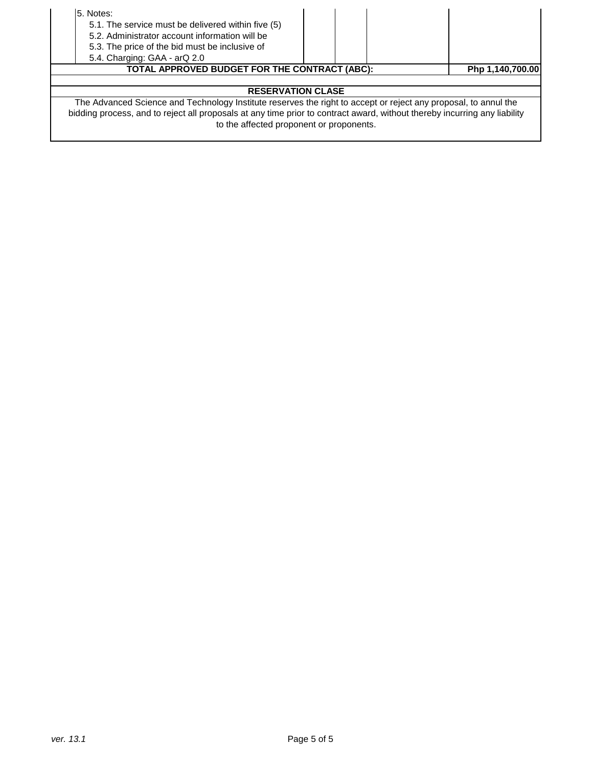| | | | | |
|---|---|---|---|---|
| 5. Notes:<br>5.1. The service must be delivered within five (5)<br>5.2. Administrator account information will be<br>5.3. The price of the bid must be inclusive of<br>5.4. Charging: GAA - arQ 2.0 | | | | |
| **TOTAL APPROVED BUDGET FOR THE CONTRACT (ABC):** | | | | **Php 1,140,700.00** |

**RESERVATION CLASE**

The Advanced Science and Technology Institute reserves the right to accept or reject any proposal, to annul the bidding process, and to reject all proposals at any time prior to contract award, without thereby incurring any liability to the affected proponent or proponents.

*ver. 13.1*